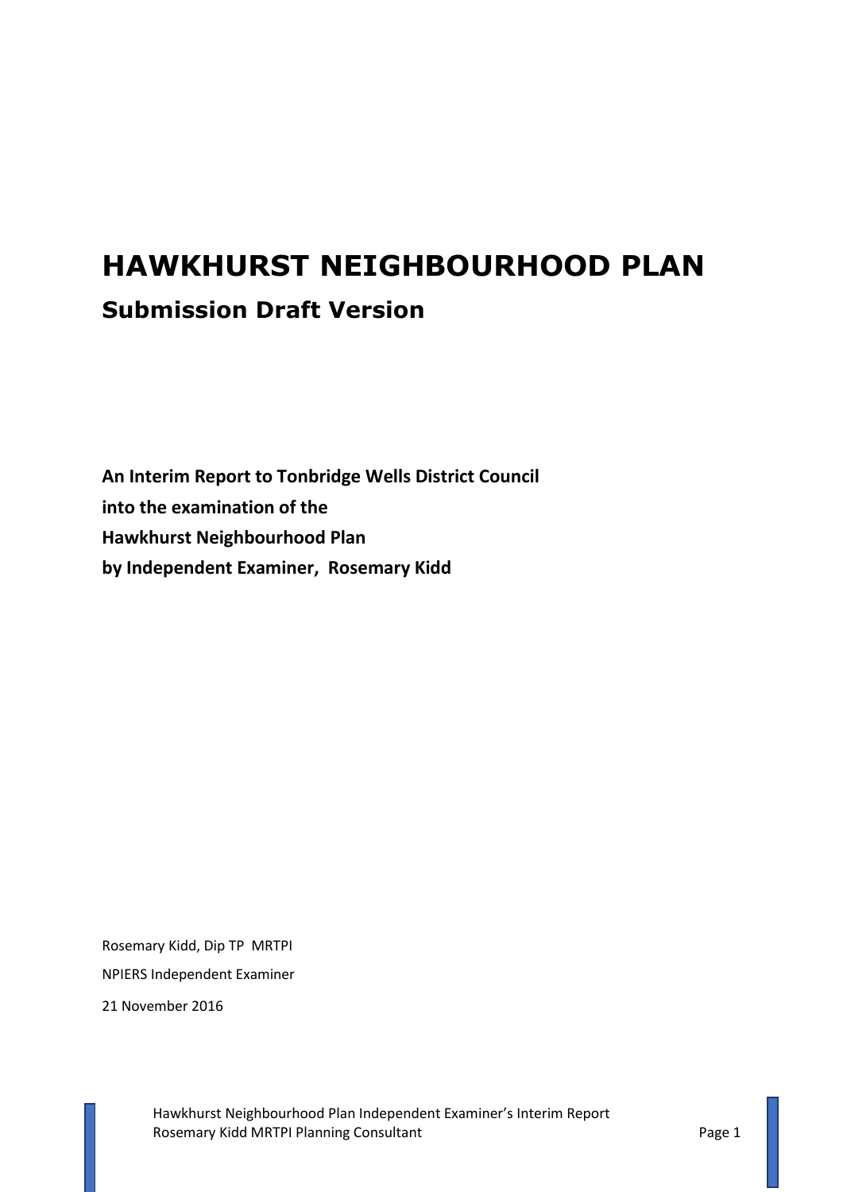# HAWKHURST NEIGHBOURHOOD PLAN

## Submission Draft Version

**An Interim Report to Tonbridge Wells District Council**
**into the examination of the**
**Hawkhurst Neighbourhood Plan**
**by Independent Examiner, Rosemary Kidd**

Rosemary Kidd, Dip TP MRTPI

NPIERS Independent Examiner

21 November 2016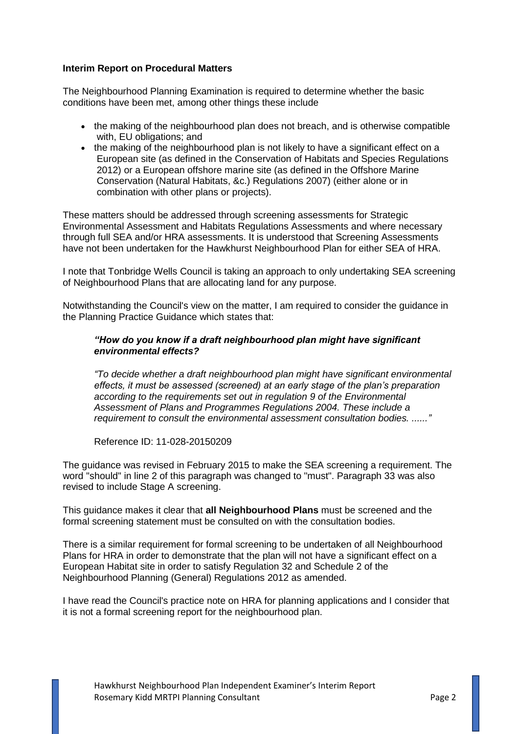**Interim Report on Procedural Matters**

The Neighbourhood Planning Examination is required to determine whether the basic conditions have been met, among other things these include

- the making of the neighbourhood plan does not breach, and is otherwise compatible with, EU obligations; and
- the making of the neighbourhood plan is not likely to have a significant effect on a European site (as defined in the Conservation of Habitats and Species Regulations 2012) or a European offshore marine site (as defined in the Offshore Marine Conservation (Natural Habitats, &c.) Regulations 2007) (either alone or in combination with other plans or projects).

These matters should be addressed through screening assessments for Strategic Environmental Assessment and Habitats Regulations Assessments and where necessary through full SEA and/or HRA assessments. It is understood that Screening Assessments have not been undertaken for the Hawkhurst Neighbourhood Plan for either SEA of HRA.

I note that Tonbridge Wells Council is taking an approach to only undertaking SEA screening of Neighbourhood Plans that are allocating land for any purpose.

Notwithstanding the Council's view on the matter, I am required to consider the guidance in the Planning Practice Guidance which states that:

> ***"How do you know if a draft neighbourhood plan might have significant environmental effects?***
>
> *"To decide whether a draft neighbourhood plan might have significant environmental effects, it must be assessed (screened) at an early stage of the plan's preparation according to the requirements set out in regulation 9 of the Environmental Assessment of Plans and Programmes Regulations 2004. These include a requirement to consult the environmental assessment consultation bodies. ......"*
>
> Reference ID: 11-028-20150209

The guidance was revised in February 2015 to make the SEA screening a requirement. The word "should" in line 2 of this paragraph was changed to "must". Paragraph 33 was also revised to include Stage A screening.

This guidance makes it clear that **all Neighbourhood Plans** must be screened and the formal screening statement must be consulted on with the consultation bodies.

There is a similar requirement for formal screening to be undertaken of all Neighbourhood Plans for HRA in order to demonstrate that the plan will not have a significant effect on a European Habitat site in order to satisfy Regulation 32 and Schedule 2 of the Neighbourhood Planning (General) Regulations 2012 as amended.

I have read the Council's practice note on HRA for planning applications and I consider that it is not a formal screening report for the neighbourhood plan.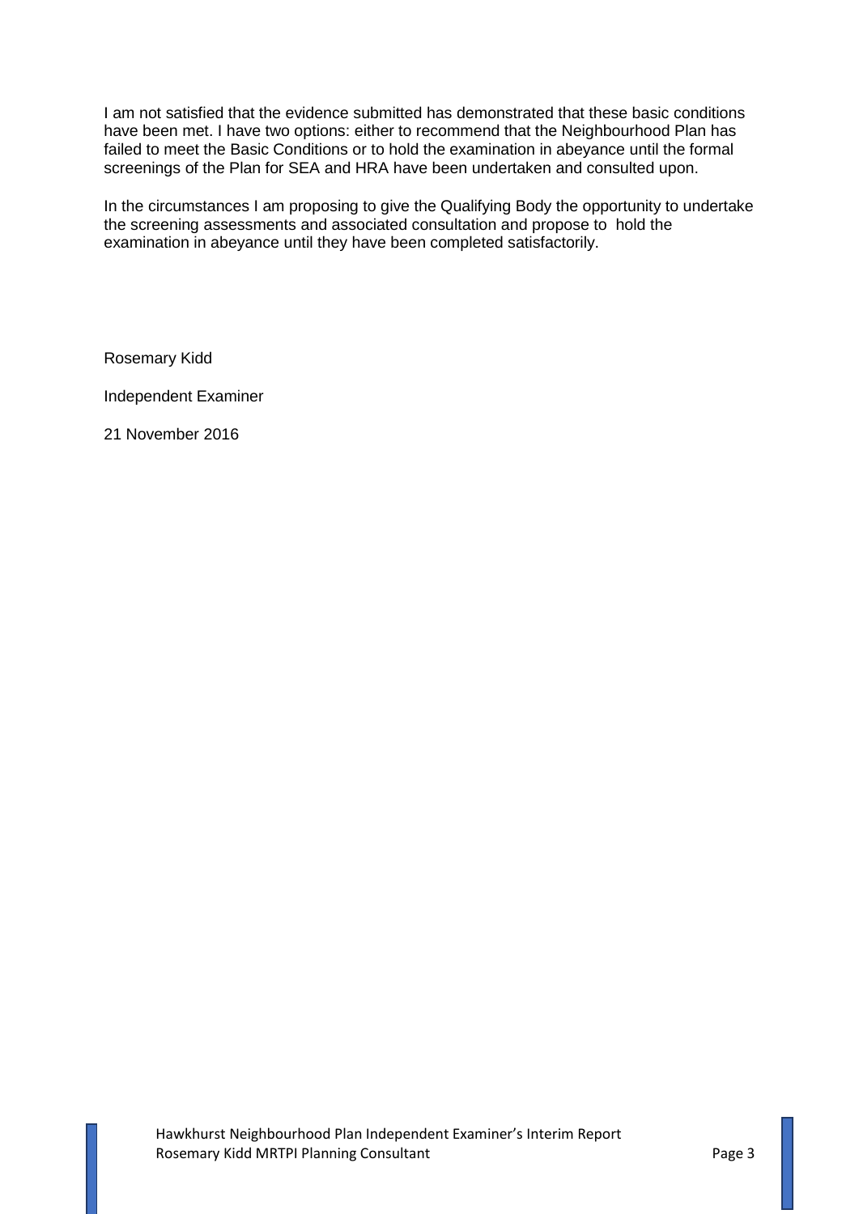I am not satisfied that the evidence submitted has demonstrated that these basic conditions have been met. I have two options: either to recommend that the Neighbourhood Plan has failed to meet the Basic Conditions or to hold the examination in abeyance until the formal screenings of the Plan for SEA and HRA have been undertaken and consulted upon.

In the circumstances I am proposing to give the Qualifying Body the opportunity to undertake the screening assessments and associated consultation and propose to hold the examination in abeyance until they have been completed satisfactorily.

Rosemary Kidd

Independent Examiner

21 November 2016